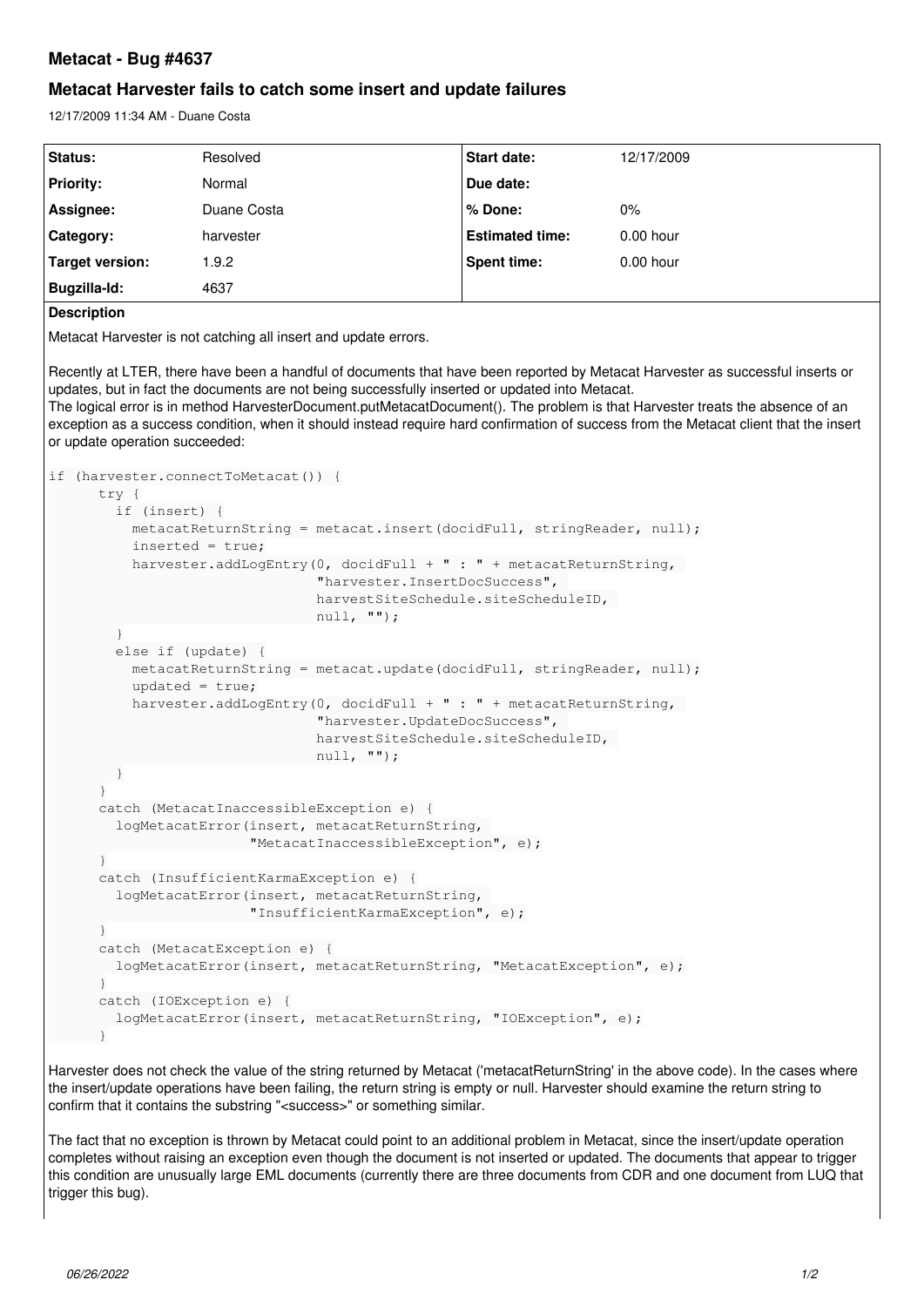# Metacat - Bug #4637

## Metacat Harvester fails to catch some insert and update failures

12/17/2009 11:34 AM - Duane Costa

| Status: | Resolved | Start date: | 12/17/2009 |
|---|---|---|---|
| Priority: | Normal | Due date: | |
| Assignee: | Duane Costa | % Done: | 0% |
| Category: | harvester | Estimated time: | 0.00 hour |
| Target version: | 1.9.2 | Spent time: | 0.00 hour |
| Bugzilla-Id: | 4637 | | |

### Description

Metacat Harvester is not catching all insert and update errors.

Recently at LTER, there have been a handful of documents that have been reported by Metacat Harvester as successful inserts or updates, but in fact the documents are not being successfully inserted or updated into Metacat.
The logical error is in method HarvesterDocument.putMetacatDocument(). The problem is that Harvester treats the absence of an exception as a success condition, when it should instead require hard confirmation of success from the Metacat client that the insert or update operation succeeded:

```
if (harvester.connectToMetacat()) {
      try {
        if (insert) {
          metacatReturnString = metacat.insert(docidFull, stringReader, null);
          inserted = true;
          harvester.addLogEntry(0, docidFull + " : " + metacatReturnString,
                                "harvester.InsertDocSuccess",
                                harvestSiteSchedule.siteScheduleID,
                                null, "");
        }
        else if (update) {
          metacatReturnString = metacat.update(docidFull, stringReader, null);
          updated = true;
          harvester.addLogEntry(0, docidFull + " : " + metacatReturnString,
                                "harvester.UpdateDocSuccess",
                                harvestSiteSchedule.siteScheduleID,
                                null, "");
        }
      }
      catch (MetacatInaccessibleException e) {
        logMetacatError(insert, metacatReturnString,
                        "MetacatInaccessibleException", e);
      }
      catch (InsufficientKarmaException e) {
        logMetacatError(insert, metacatReturnString,
                        "InsufficientKarmaException", e);
      }
      catch (MetacatException e) {
        logMetacatError(insert, metacatReturnString, "MetacatException", e);
      }
      catch (IOException e) {
        logMetacatError(insert, metacatReturnString, "IOException", e);
      }
```

Harvester does not check the value of the string returned by Metacat ('metacatReturnString' in the above code). In the cases where the insert/update operations have been failing, the return string is empty or null. Harvester should examine the return string to confirm that it contains the substring "<success>" or something similar.

The fact that no exception is thrown by Metacat could point to an additional problem in Metacat, since the insert/update operation completes without raising an exception even though the document is not inserted or updated. The documents that appear to trigger this condition are unusually large EML documents (currently there are three documents from CDR and one document from LUQ that trigger this bug).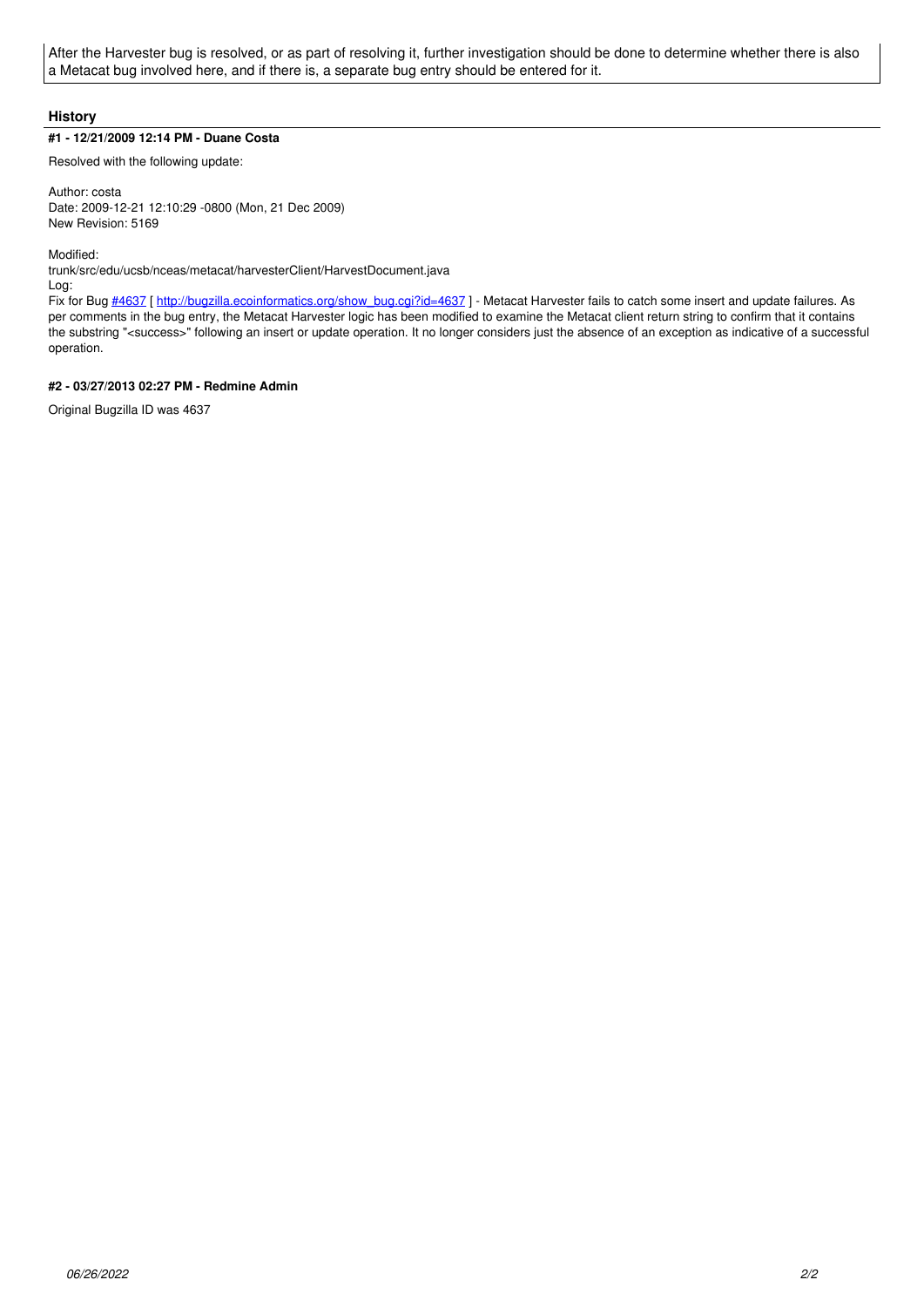After the Harvester bug is resolved, or as part of resolving it, further investigation should be done to determine whether there is also a Metacat bug involved here, and if there is, a separate bug entry should be entered for it.

## History

#### #1 - 12/21/2009 12:14 PM - Duane Costa

Resolved with the following update:

Author: costa
Date: 2009-12-21 12:10:29 -0800 (Mon, 21 Dec 2009)
New Revision: 5169

Modified:
trunk/src/edu/ucsb/nceas/metacat/harvesterClient/HarvestDocument.java
Log:
Fix for Bug #4637 [ http://bugzilla.ecoinformatics.org/show_bug.cgi?id=4637 ] - Metacat Harvester fails to catch some insert and update failures. As per comments in the bug entry, the Metacat Harvester logic has been modified to examine the Metacat client return string to confirm that it contains the substring "<success>" following an insert or update operation. It no longer considers just the absence of an exception as indicative of a successful operation.

#### #2 - 03/27/2013 02:27 PM - Redmine Admin

Original Bugzilla ID was 4637